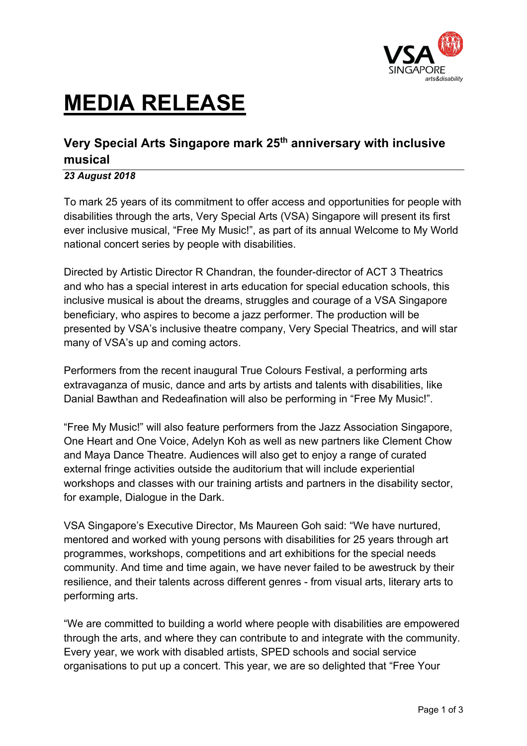# MEDIA RELEASE

## Very Special Arts Singapore mark 25th anniversary with inclusive musical

***23 August 2018***

To mark 25 years of its commitment to offer access and opportunities for people with disabilities through the arts, Very Special Arts (VSA) Singapore will present its first ever inclusive musical, “Free My Music!”, as part of its annual Welcome to My World national concert series by people with disabilities.

Directed by Artistic Director R Chandran, the founder-director of ACT 3 Theatrics and who has a special interest in arts education for special education schools, this inclusive musical is about the dreams, struggles and courage of a VSA Singapore beneficiary, who aspires to become a jazz performer. The production will be presented by VSA’s inclusive theatre company, Very Special Theatrics, and will star many of VSA’s up and coming actors.

Performers from the recent inaugural True Colours Festival, a performing arts extravaganza of music, dance and arts by artists and talents with disabilities, like Danial Bawthan and Redeafination will also be performing in “Free My Music!”.

“Free My Music!” will also feature performers from the Jazz Association Singapore, One Heart and One Voice, Adelyn Koh as well as new partners like Clement Chow and Maya Dance Theatre. Audiences will also get to enjoy a range of curated external fringe activities outside the auditorium that will include experiential workshops and classes with our training artists and partners in the disability sector, for example, Dialogue in the Dark.

VSA Singapore’s Executive Director, Ms Maureen Goh said: “We have nurtured, mentored and worked with young persons with disabilities for 25 years through art programmes, workshops, competitions and art exhibitions for the special needs community. And time and time again, we have never failed to be awestruck by their resilience, and their talents across different genres - from visual arts, literary arts to performing arts.

“We are committed to building a world where people with disabilities are empowered through the arts, and where they can contribute to and integrate with the community. Every year, we work with disabled artists, SPED schools and social service organisations to put up a concert. This year, we are so delighted that “Free Your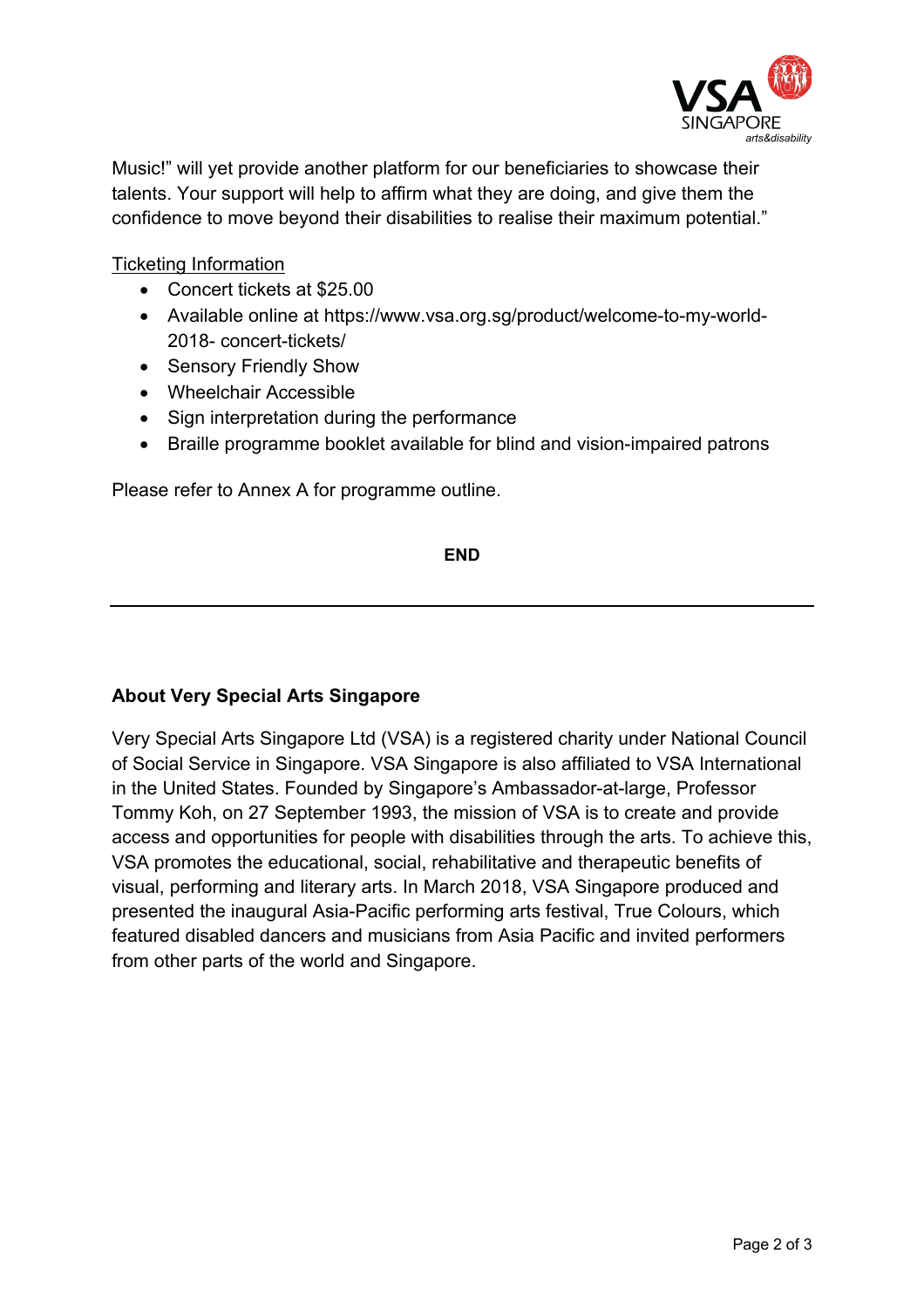Music!" will yet provide another platform for our beneficiaries to showcase their talents. Your support will help to affirm what they are doing, and give them the confidence to move beyond their disabilities to realise their maximum potential."

Ticketing Information

- Concert tickets at $25.00
- Available online at https://www.vsa.org.sg/product/welcome-to-my-world-2018- concert-tickets/
- Sensory Friendly Show
- Wheelchair Accessible
- Sign interpretation during the performance
- Braille programme booklet available for blind and vision-impaired patrons

Please refer to Annex A for programme outline.

**END**

---

**About Very Special Arts Singapore**

Very Special Arts Singapore Ltd (VSA) is a registered charity under National Council of Social Service in Singapore. VSA Singapore is also affiliated to VSA International in the United States. Founded by Singapore's Ambassador-at-large, Professor Tommy Koh, on 27 September 1993, the mission of VSA is to create and provide access and opportunities for people with disabilities through the arts. To achieve this, VSA promotes the educational, social, rehabilitative and therapeutic benefits of visual, performing and literary arts. In March 2018, VSA Singapore produced and presented the inaugural Asia-Pacific performing arts festival, True Colours, which featured disabled dancers and musicians from Asia Pacific and invited performers from other parts of the world and Singapore.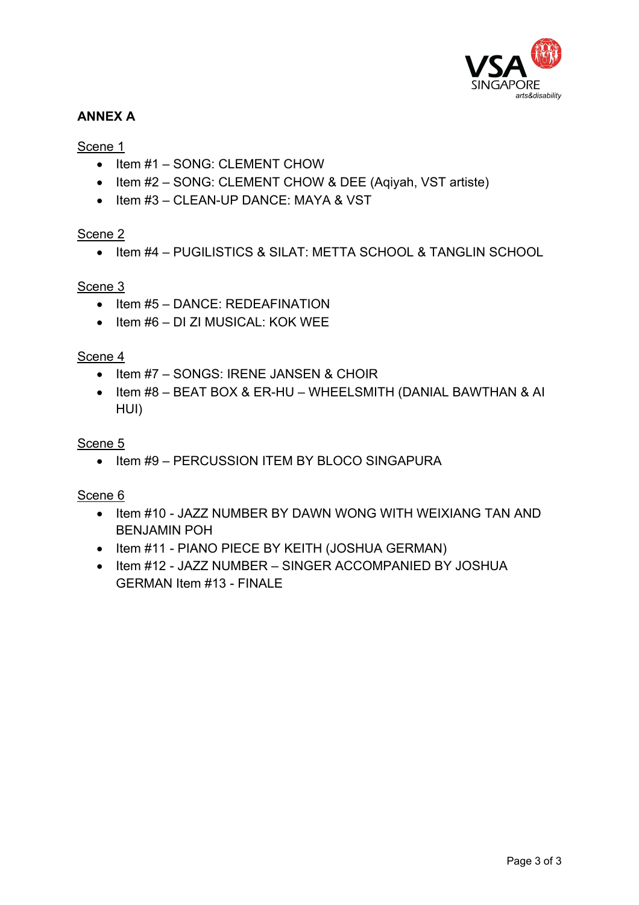## ANNEX A

Scene 1

- Item #1 – SONG: CLEMENT CHOW
- Item #2 – SONG: CLEMENT CHOW & DEE (Aqiyah, VST artiste)
- Item #3 – CLEAN-UP DANCE: MAYA & VST

Scene 2

- Item #4 – PUGILISTICS & SILAT: METTA SCHOOL & TANGLIN SCHOOL

Scene 3

- Item #5 – DANCE: REDEAFINATION
- Item #6 – DI ZI MUSICAL: KOK WEE

Scene 4

- Item #7 – SONGS: IRENE JANSEN & CHOIR
- Item #8 – BEAT BOX & ER-HU – WHEELSMITH (DANIAL BAWTHAN & AI HUI)

Scene 5

- Item #9 – PERCUSSION ITEM BY BLOCO SINGAPURA

Scene 6

- Item #10 - JAZZ NUMBER BY DAWN WONG WITH WEIXIANG TAN AND BENJAMIN POH
- Item #11 - PIANO PIECE BY KEITH (JOSHUA GERMAN)
- Item #12 - JAZZ NUMBER – SINGER ACCOMPANIED BY JOSHUA GERMAN Item #13 - FINALE